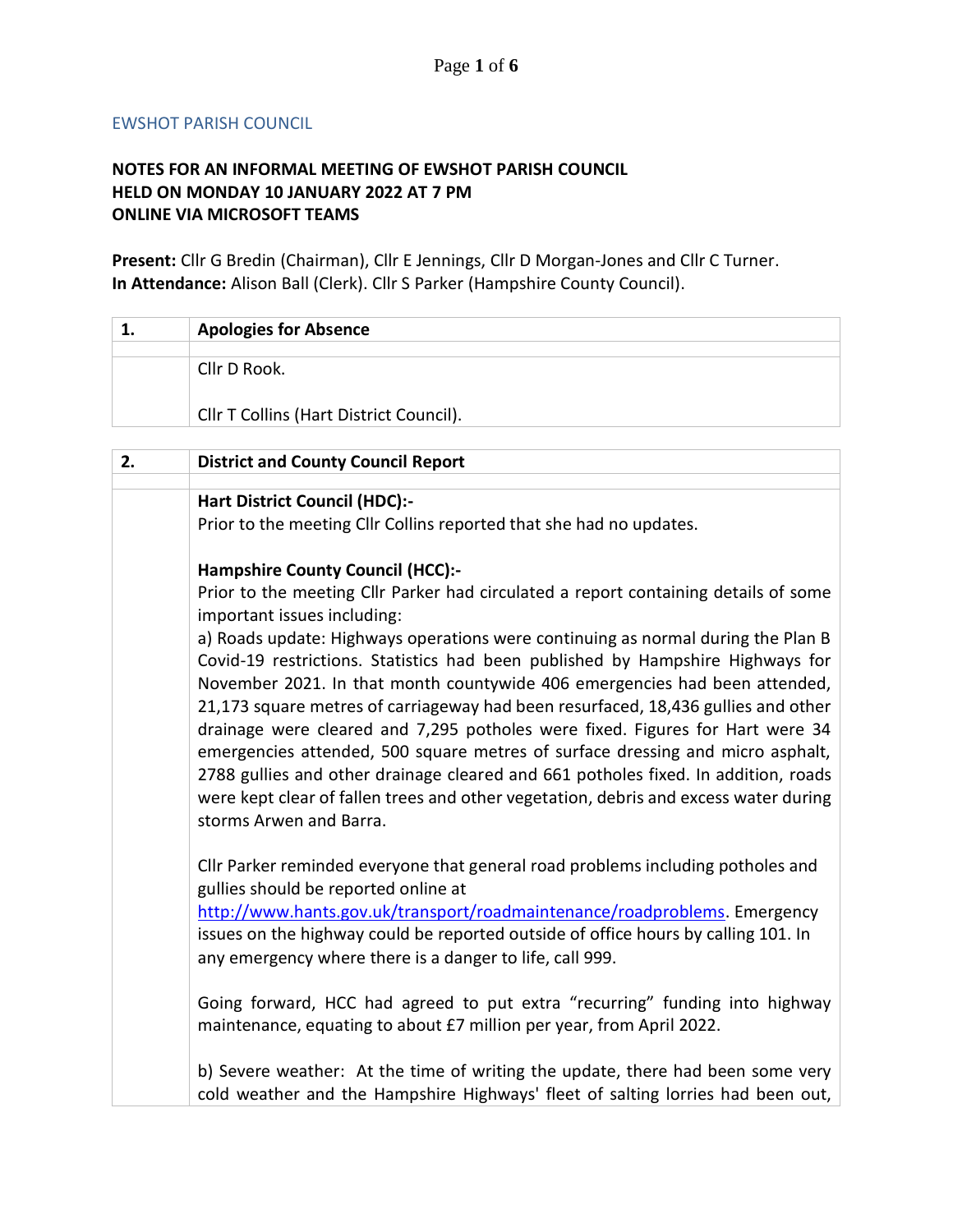EWSHOT PARISH COUNCIL

**NOTES FOR AN INFORMAL MEETING OF EWSHOT PARISH COUNCIL**
**HELD ON MONDAY 10 JANUARY 2022 AT 7 PM**
**ONLINE VIA MICROSOFT TEAMS**

**Present:** Cllr G Bredin (Chairman), Cllr E Jennings, Cllr D Morgan-Jones and Cllr C Turner.
**In Attendance:** Alison Ball (Clerk). Cllr S Parker (Hampshire County Council).

| **1.** | **Apologies for Absence** |
|---|---|
| | Cllr D Rook.<br><br>Cllr T Collins (Hart District Council). |

| **2.** | **District and County Council Report** |
|---|---|
| | **Hart District Council (HDC):-**<br>Prior to the meeting Cllr Collins reported that she had no updates.<br><br>**Hampshire County Council (HCC):-**<br>Prior to the meeting Cllr Parker had circulated a report containing details of some important issues including:<br>a) Roads update: Highways operations were continuing as normal during the Plan B Covid-19 restrictions. Statistics had been published by Hampshire Highways for November 2021. In that month countywide 406 emergencies had been attended, 21,173 square metres of carriageway had been resurfaced, 18,436 gullies and other drainage were cleared and 7,295 potholes were fixed. Figures for Hart were 34 emergencies attended, 500 square metres of surface dressing and micro asphalt, 2788 gullies and other drainage cleared and 661 potholes fixed. In addition, roads were kept clear of fallen trees and other vegetation, debris and excess water during storms Arwen and Barra.<br><br>Cllr Parker reminded everyone that general road problems including potholes and gullies should be reported online at http://www.hants.gov.uk/transport/roadmaintenance/roadproblems. Emergency issues on the highway could be reported outside of office hours by calling 101. In any emergency where there is a danger to life, call 999.<br><br>Going forward, HCC had agreed to put extra "recurring" funding into highway maintenance, equating to about £7 million per year, from April 2022.<br><br>b) Severe weather: At the time of writing the update, there had been some very cold weather and the Hampshire Highways' fleet of salting lorries had been out, |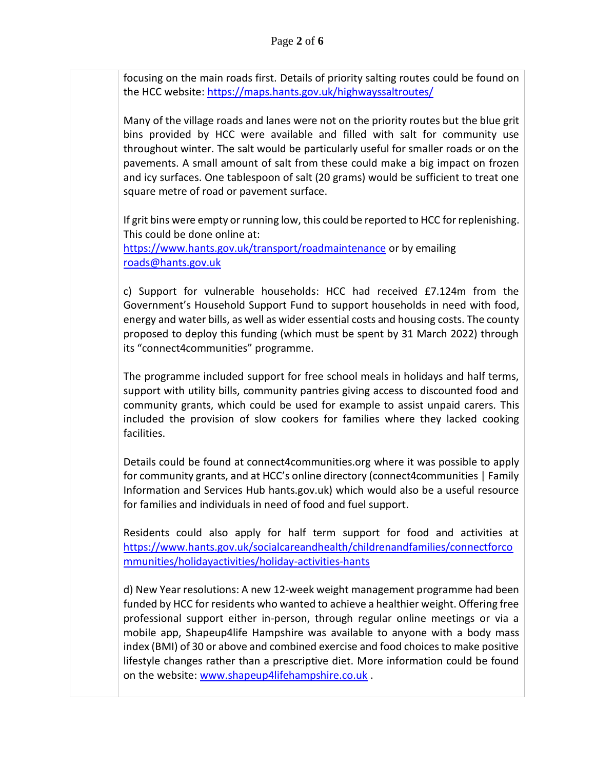focusing on the main roads first. Details of priority salting routes could be found on the HCC website: https://maps.hants.gov.uk/highwayssaltroutes/

Many of the village roads and lanes were not on the priority routes but the blue grit bins provided by HCC were available and filled with salt for community use throughout winter. The salt would be particularly useful for smaller roads or on the pavements. A small amount of salt from these could make a big impact on frozen and icy surfaces. One tablespoon of salt (20 grams) would be sufficient to treat one square metre of road or pavement surface.

If grit bins were empty or running low, this could be reported to HCC for replenishing. This could be done online at: https://www.hants.gov.uk/transport/roadmaintenance or by emailing roads@hants.gov.uk

c) Support for vulnerable households: HCC had received £7.124m from the Government's Household Support Fund to support households in need with food, energy and water bills, as well as wider essential costs and housing costs. The county proposed to deploy this funding (which must be spent by 31 March 2022) through its "connect4communities" programme.

The programme included support for free school meals in holidays and half terms, support with utility bills, community pantries giving access to discounted food and community grants, which could be used for example to assist unpaid carers. This included the provision of slow cookers for families where they lacked cooking facilities.

Details could be found at connect4communities.org where it was possible to apply for community grants, and at HCC's online directory (connect4communities | Family Information and Services Hub hants.gov.uk) which would also be a useful resource for families and individuals in need of food and fuel support.

Residents could also apply for half term support for food and activities at https://www.hants.gov.uk/socialcareandhealth/childrenandfamilies/connectforcommunities/holidayactivities/holiday-activities-hants

d) New Year resolutions: A new 12-week weight management programme had been funded by HCC for residents who wanted to achieve a healthier weight. Offering free professional support either in-person, through regular online meetings or via a mobile app, Shapeup4life Hampshire was available to anyone with a body mass index (BMI) of 30 or above and combined exercise and food choices to make positive lifestyle changes rather than a prescriptive diet. More information could be found on the website: www.shapeup4lifehampshire.co.uk .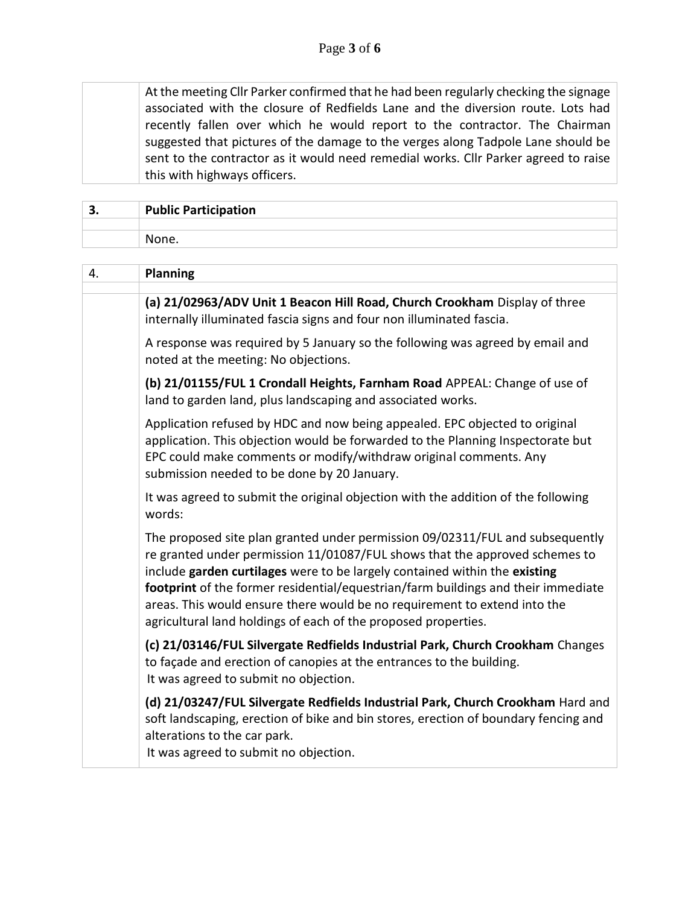At the meeting Cllr Parker confirmed that he had been regularly checking the signage associated with the closure of Redfields Lane and the diversion route. Lots had recently fallen over which he would report to the contractor. The Chairman suggested that pictures of the damage to the verges along Tadpole Lane should be sent to the contractor as it would need remedial works. Cllr Parker agreed to raise this with highways officers.

## 3. Public Participation

None.

## 4. Planning

**(a) 21/02963/ADV Unit 1 Beacon Hill Road, Church Crookham** Display of three internally illuminated fascia signs and four non illuminated fascia.

A response was required by 5 January so the following was agreed by email and noted at the meeting: No objections.

**(b) 21/01155/FUL 1 Crondall Heights, Farnham Road** APPEAL: Change of use of land to garden land, plus landscaping and associated works.

Application refused by HDC and now being appealed. EPC objected to original application. This objection would be forwarded to the Planning Inspectorate but EPC could make comments or modify/withdraw original comments. Any submission needed to be done by 20 January.

It was agreed to submit the original objection with the addition of the following words:

The proposed site plan granted under permission 09/02311/FUL and subsequently re granted under permission 11/01087/FUL shows that the approved schemes to include **garden curtilages** were to be largely contained within the **existing footprint** of the former residential/equestrian/farm buildings and their immediate areas. This would ensure there would be no requirement to extend into the agricultural land holdings of each of the proposed properties.

**(c) 21/03146/FUL Silvergate Redfields Industrial Park, Church Crookham** Changes to façade and erection of canopies at the entrances to the building.
It was agreed to submit no objection.

**(d) 21/03247/FUL Silvergate Redfields Industrial Park, Church Crookham** Hard and soft landscaping, erection of bike and bin stores, erection of boundary fencing and alterations to the car park.
It was agreed to submit no objection.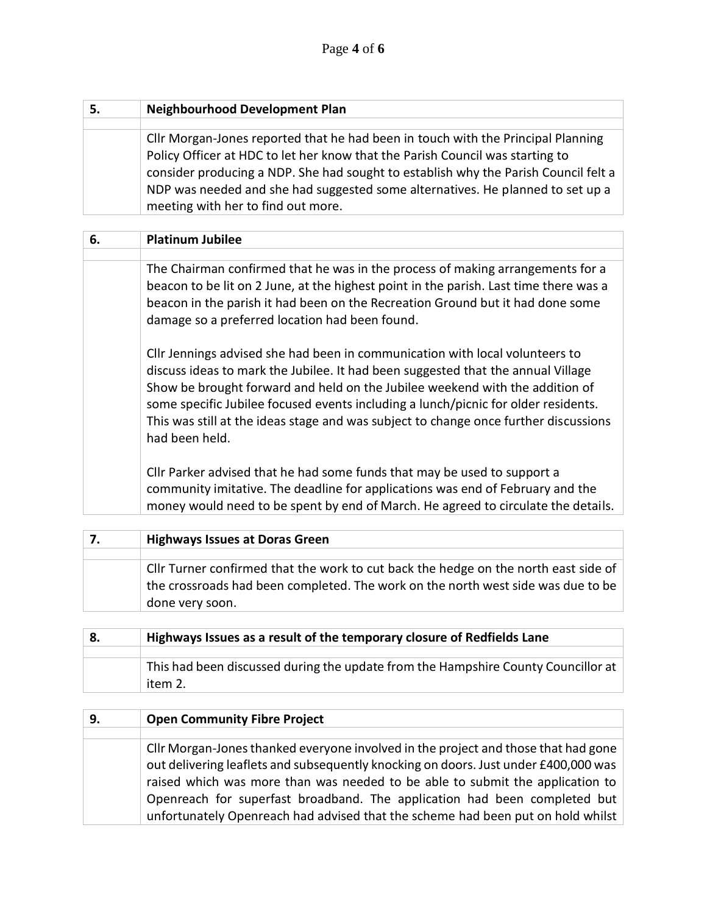## 5. Neighbourhood Development Plan

Cllr Morgan-Jones reported that he had been in touch with the Principal Planning Policy Officer at HDC to let her know that the Parish Council was starting to consider producing a NDP. She had sought to establish why the Parish Council felt a NDP was needed and she had suggested some alternatives. He planned to set up a meeting with her to find out more.

## 6. Platinum Jubilee

The Chairman confirmed that he was in the process of making arrangements for a beacon to be lit on 2 June, at the highest point in the parish. Last time there was a beacon in the parish it had been on the Recreation Ground but it had done some damage so a preferred location had been found.

Cllr Jennings advised she had been in communication with local volunteers to discuss ideas to mark the Jubilee. It had been suggested that the annual Village Show be brought forward and held on the Jubilee weekend with the addition of some specific Jubilee focused events including a lunch/picnic for older residents. This was still at the ideas stage and was subject to change once further discussions had been held.

Cllr Parker advised that he had some funds that may be used to support a community imitative. The deadline for applications was end of February and the money would need to be spent by end of March. He agreed to circulate the details.

## 7. Highways Issues at Doras Green

Cllr Turner confirmed that the work to cut back the hedge on the north east side of the crossroads had been completed. The work on the north west side was due to be done very soon.

## 8. Highways Issues as a result of the temporary closure of Redfields Lane

This had been discussed during the update from the Hampshire County Councillor at item 2.

## 9. Open Community Fibre Project

Cllr Morgan-Jones thanked everyone involved in the project and those that had gone out delivering leaflets and subsequently knocking on doors. Just under £400,000 was raised which was more than was needed to be able to submit the application to Openreach for superfast broadband. The application had been completed but unfortunately Openreach had advised that the scheme had been put on hold whilst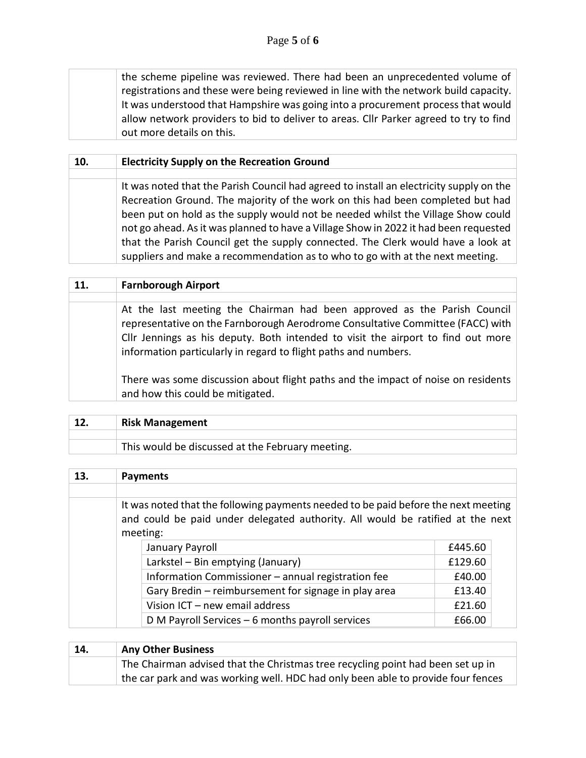the scheme pipeline was reviewed. There had been an unprecedented volume of registrations and these were being reviewed in line with the network build capacity. It was understood that Hampshire was going into a procurement process that would allow network providers to bid to deliver to areas. Cllr Parker agreed to try to find out more details on this.

## 10. Electricity Supply on the Recreation Ground

It was noted that the Parish Council had agreed to install an electricity supply on the Recreation Ground. The majority of the work on this had been completed but had been put on hold as the supply would not be needed whilst the Village Show could not go ahead. As it was planned to have a Village Show in 2022 it had been requested that the Parish Council get the supply connected. The Clerk would have a look at suppliers and make a recommendation as to who to go with at the next meeting.

## 11. Farnborough Airport

At the last meeting the Chairman had been approved as the Parish Council representative on the Farnborough Aerodrome Consultative Committee (FACC) with Cllr Jennings as his deputy. Both intended to visit the airport to find out more information particularly in regard to flight paths and numbers.

There was some discussion about flight paths and the impact of noise on residents and how this could be mitigated.

## 12. Risk Management

This would be discussed at the February meeting.

## 13. Payments

It was noted that the following payments needed to be paid before the next meeting and could be paid under delegated authority. All would be ratified at the next meeting:

| Item | Amount |
|---|---|
| January Payroll | £445.60 |
| Larkstel – Bin emptying (January) | £129.60 |
| Information Commissioner – annual registration fee | £40.00 |
| Gary Bredin – reimbursement for signage in play area | £13.40 |
| Vision ICT – new email address | £21.60 |
| D M Payroll Services – 6 months payroll services | £66.00 |

## 14. Any Other Business

The Chairman advised that the Christmas tree recycling point had been set up in the car park and was working well. HDC had only been able to provide four fences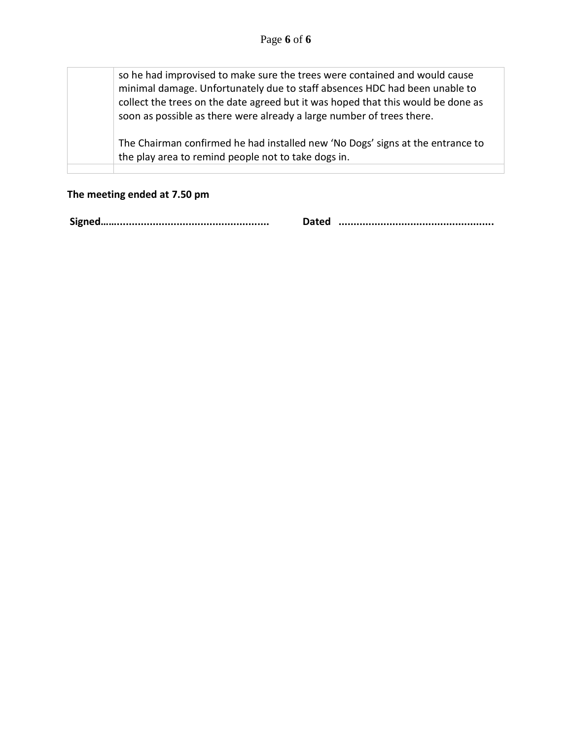| | |
|---|---|
| | so he had improvised to make sure the trees were contained and would cause minimal damage. Unfortunately due to staff absences HDC had been unable to collect the trees on the date agreed but it was hoped that this would be done as soon as possible as there were already a large number of trees there.<br><br>The Chairman confirmed he had installed new 'No Dogs' signs at the entrance to the play area to remind people not to take dogs in. |
| | |

**The meeting ended at 7.50 pm**

**Signed……...................................................** **Dated ..................................................**